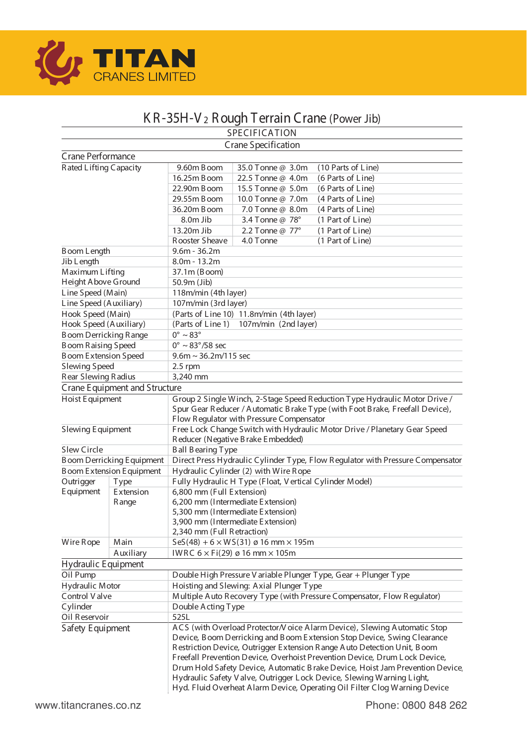# TITAN CRANES LIMITED

## KR-35H-V2 Rough Terrain Crane (Power Jib)

### SPECIFICATION

#### Crane Specification

| Crane Performance | | | |
|---|---|---|---|
| Rated Lifting Capacity | 9.60m Boom | 35.0 Tonne @ 3.0m | (10 Parts of Line) |
| | 16.25m Boom | 22.5 Tonne @ 4.0m | (6 Parts of Line) |
| | 22.90m Boom | 15.5 Tonne @ 5.0m | (6 Parts of Line) |
| | 29.55m Boom | 10.0 Tonne @ 7.0m | (4 Parts of Line) |
| | 36.20m Boom | 7.0 Tonne @ 8.0m | (4 Parts of Line) |
| | 8.0m Jib | 3.4 Tonne @ 78° | (1 Part of Line) |
| | 13.20m Jib | 2.2 Tonne @ 77° | (1 Part of Line) |
| | Rooster Sheave | 4.0 Tonne | (1 Part of Line) |
| Boom Length | 9.6m - 36.2m | | |
| Jib Length | 8.0m - 13.2m | | |
| Maximum Lifting Height Above Ground | 37.1m (Boom) | | |
| | 50.9m (Jib) | | |
| Line Speed (Main) | 118m/min (4th layer) | | |
| Line Speed (Auxiliary) | 107m/min (3rd layer) | | |
| Hook Speed (Main) | (Parts of Line 10) 11.8m/min (4th layer) | | |
| Hook Speed (Auxiliary) | (Parts of Line 1) 107m/min (2nd layer) | | |
| Boom Derricking Range | 0° ~ 83° | | |
| Boom Raising Speed | 0° ~ 83°/58 sec | | |
| Boom Extension Speed | 9.6m ~ 36.2m/115 sec | | |
| Slewing Speed | 2.5 rpm | | |
| Rear Slewing Radius | 3,240 mm | | |

| Crane Equipment and Structure | | |
|---|---|---|
| Hoist Equipment | | Group 2 Single Winch, 2-Stage Speed Reduction Type Hydraulic Motor Drive / Spur Gear Reducer / Automatic Brake Type (with Foot Brake, Freefall Device), Flow Regulator with Pressure Compensator |
| Slewing Equipment | | Free Lock Change Switch with Hydraulic Motor Drive / Planetary Gear Speed Reducer (Negative Brake Embedded) |
| Slew Circle | | Ball Bearing Type |
| Boom Derricking Equipment | | Direct Press Hydraulic Cylinder Type, Flow Regulator with Pressure Compensator |
| Boom Extension Equipment | | Hydraulic Cylinder (2) with Wire Rope |
| Outrigger Equipment | Type | Fully Hydraulic H Type (Float, Vertical Cylinder Model) |
| | Extension Range | 6,800 mm (Full Extension)<br>6,200 mm (Intermediate Extension)<br>5,300 mm (Intermediate Extension)<br>3,900 mm (Intermediate Extension)<br>2,340 mm (Full Retraction) |
| Wire Rope | Main | SeS(48) + 6 × WS(31) ø 16 mm × 195m |
| | Auxiliary | IWRC 6 × Fi(29) ø 16 mm × 105m |

| Hydraulic Equipment | |
|---|---|
| Oil Pump | Double High Pressure Variable Plunger Type, Gear + Plunger Type |
| Hydraulic Motor | Hoisting and Slewing: Axial Plunger Type |
| Control Valve | Multiple Auto Recovery Type (with Pressure Compensator, Flow Regulator) |
| Cylinder | Double Acting Type |
| Oil Reservoir | 525L |
| Safety Equipment | ACS (with Overload Protector/Voice Alarm Device), Slewing Automatic Stop Device, Boom Derricking and Boom Extension Stop Device, Swing Clearance Restriction Device, Outrigger Extension Range Auto Detection Unit, Boom Freefall Prevention Device, Overhoist Prevention Device, Drum Lock Device, Drum Hold Safety Device, Automatic Brake Device, Hoist Jam Prevention Device, Hydraulic Safety Valve, Outrigger Lock Device, Slewing Warning Light, Hyd. Fluid Overheat Alarm Device, Operating Oil Filter Clog Warning Device |

www.titancranes.co.nz Phone: 0800 848 262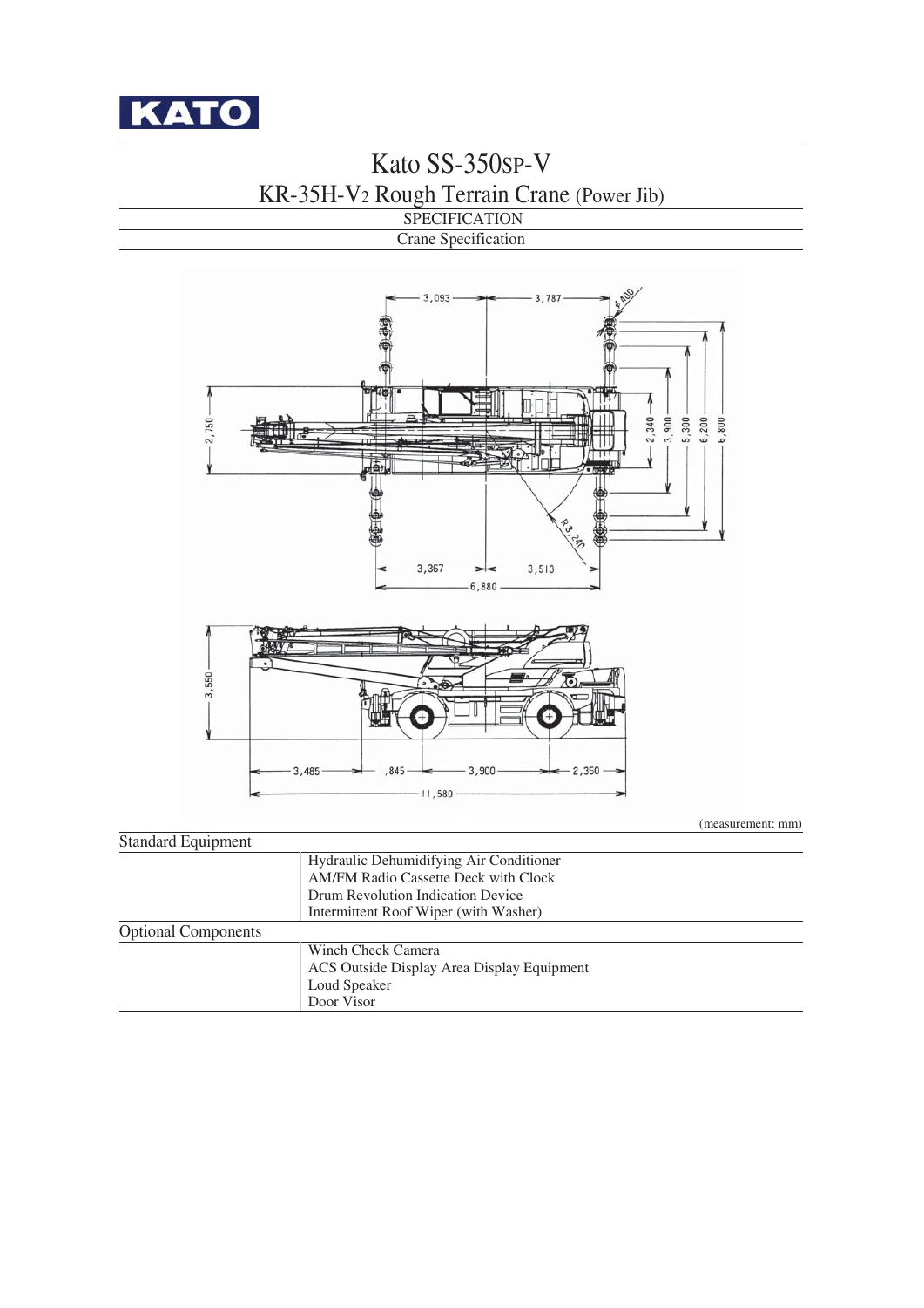KATO

# Kato SS-350SP-V

## KR-35H-V2 Rough Terrain Crane (Power Jib)

SPECIFICATION

Crane Specification

(measurement: mm)

| Standard Equipment | |
|---|---|
| | Hydraulic Dehumidifying Air Conditioner |
| | AM/FM Radio Cassette Deck with Clock |
| | Drum Revolution Indication Device |
| | Intermittent Roof Wiper (with Washer) |

| Optional Components | |
|---|---|
| | Winch Check Camera |
| | ACS Outside Display Area Display Equipment |
| | Loud Speaker |
| | Door Visor |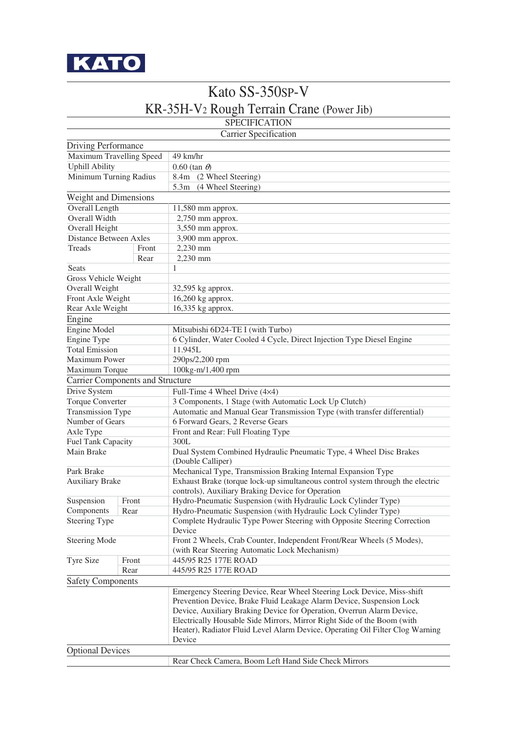KATO

# Kato SS-350SP-V

## KR-35H-V2 Rough Terrain Crane (Power Jib)

### SPECIFICATION

### Carrier Specification

| Driving Performance | | |
|---|---|---|
| Maximum Travelling Speed | | 49 km/hr |
| Uphill Ability | | 0.60 (tan $\theta$) |
| Minimum Turning Radius | | 8.4m (2 Wheel Steering) |
| | | 5.3m (4 Wheel Steering) |
| **Weight and Dimensions** | | |
| Overall Length | | 11,580 mm approx. |
| Overall Width | | 2,750 mm approx. |
| Overall Height | | 3,550 mm approx. |
| Distance Between Axles | | 3,900 mm approx. |
| Treads | Front | 2,230 mm |
| | Rear | 2,230 mm |
| Seats | | 1 |
| Gross Vehicle Weight | | |
| Overall Weight | | 32,595 kg approx. |
| Front Axle Weight | | 16,260 kg approx. |
| Rear Axle Weight | | 16,335 kg approx. |
| **Engine** | | |
| Engine Model | | Mitsubishi 6D24-TE I (with Turbo) |
| Engine Type | | 6 Cylinder, Water Cooled 4 Cycle, Direct Injection Type Diesel Engine |
| Total Emission | | 11.945L |
| Maximum Power | | 290ps/2,200 rpm |
| Maximum Torque | | 100kg-m/1,400 rpm |
| **Carrier Components and Structure** | | |
| Drive System | | Full-Time 4 Wheel Drive (4×4) |
| Torque Converter | | 3 Components, 1 Stage (with Automatic Lock Up Clutch) |
| Transmission Type | | Automatic and Manual Gear Transmission Type (with transfer differential) |
| Number of Gears | | 6 Forward Gears, 2 Reverse Gears |
| Axle Type | | Front and Rear: Full Floating Type |
| Fuel Tank Capacity | | 300L |
| Main Brake | | Dual System Combined Hydraulic Pneumatic Type, 4 Wheel Disc Brakes (Double Calliper) |
| Park Brake | | Mechanical Type, Transmission Braking Internal Expansion Type |
| Auxiliary Brake | | Exhaust Brake (torque lock-up simultaneous control system through the electric controls), Auxiliary Braking Device for Operation |
| Suspension Components | Front | Hydro-Pneumatic Suspension (with Hydraulic Lock Cylinder Type) |
| | Rear | Hydro-Pneumatic Suspension (with Hydraulic Lock Cylinder Type) |
| Steering Type | | Complete Hydraulic Type Power Steering with Opposite Steering Correction Device |
| Steering Mode | | Front 2 Wheels, Crab Counter, Independent Front/Rear Wheels (5 Modes), (with Rear Steering Automatic Lock Mechanism) |
| Tyre Size | Front | 445/95 R25 177E ROAD |
| | Rear | 445/95 R25 177E ROAD |
| **Safety Components** | | |
| | | Emergency Steering Device, Rear Wheel Steering Lock Device, Miss-shift Prevention Device, Brake Fluid Leakage Alarm Device, Suspension Lock Device, Auxiliary Braking Device for Operation, Overrun Alarm Device, Electrically Housable Side Mirrors, Mirror Right Side of the Boom (with Heater), Radiator Fluid Level Alarm Device, Operating Oil Filter Clog Warning Device |
| **Optional Devices** | | |
| | | Rear Check Camera, Boom Left Hand Side Check Mirrors |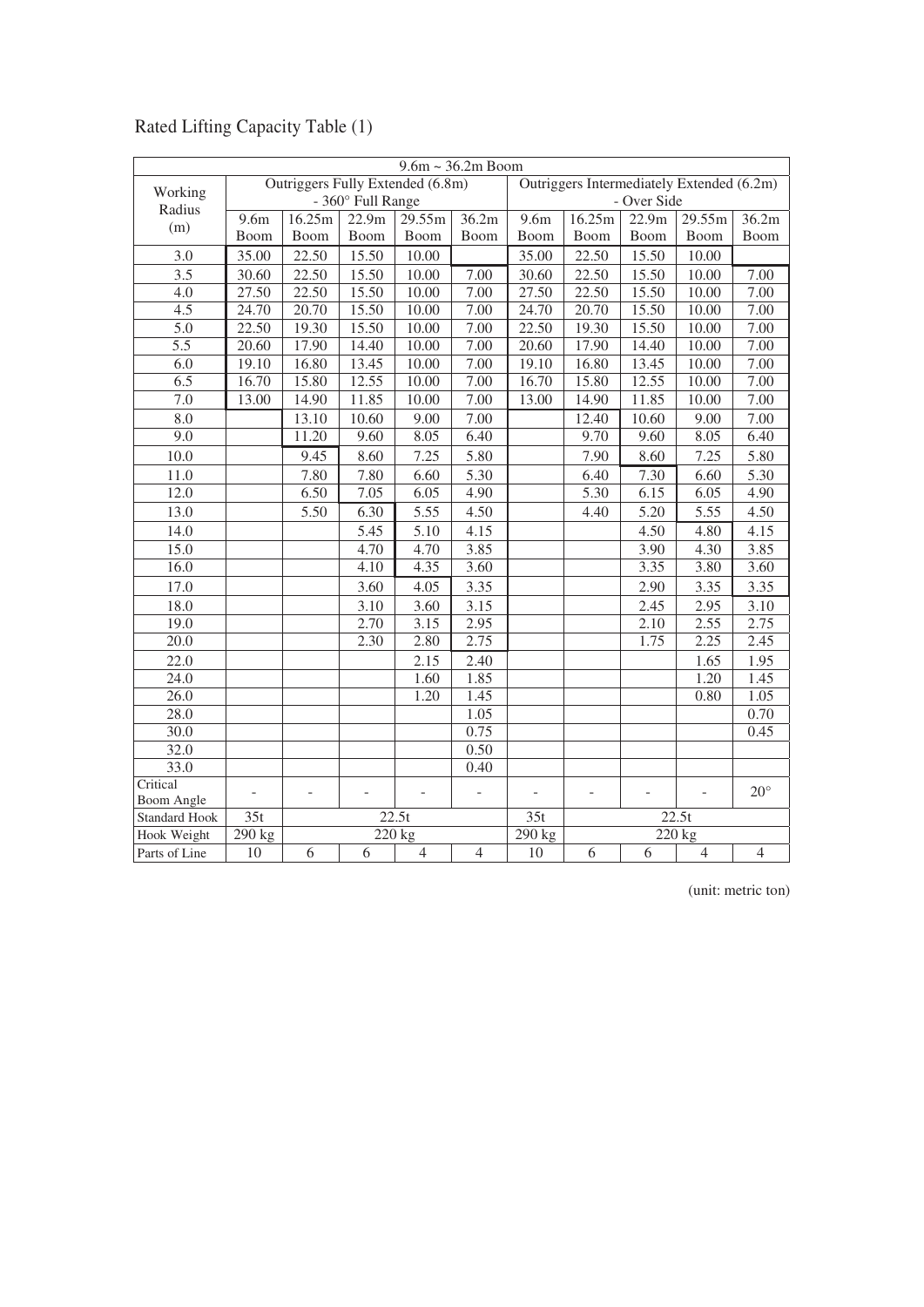Rated Lifting Capacity Table (1)

| 9.6m ~ 36.2m Boom | | | | | | | | | | |
|---|---|---|---|---|---|---|---|---|---|---|
| Working Radius (m) | Outriggers Fully Extended (6.8m) - 360° Full Range | | | | | Outriggers Intermediately Extended (6.2m) - Over Side | | | | |
| | 9.6m Boom | 16.25m Boom | 22.9m Boom | 29.55m Boom | 36.2m Boom | 9.6m Boom | 16.25m Boom | 22.9m Boom | 29.55m Boom | 36.2m Boom |
| 3.0 | 35.00 | 22.50 | 15.50 | 10.00 | | 35.00 | 22.50 | 15.50 | 10.00 | |
| 3.5 | 30.60 | 22.50 | 15.50 | 10.00 | 7.00 | 30.60 | 22.50 | 15.50 | 10.00 | 7.00 |
| 4.0 | 27.50 | 22.50 | 15.50 | 10.00 | 7.00 | 27.50 | 22.50 | 15.50 | 10.00 | 7.00 |
| 4.5 | 24.70 | 20.70 | 15.50 | 10.00 | 7.00 | 24.70 | 20.70 | 15.50 | 10.00 | 7.00 |
| 5.0 | 22.50 | 19.30 | 15.50 | 10.00 | 7.00 | 22.50 | 19.30 | 15.50 | 10.00 | 7.00 |
| 5.5 | 20.60 | 17.90 | 14.40 | 10.00 | 7.00 | 20.60 | 17.90 | 14.40 | 10.00 | 7.00 |
| 6.0 | 19.10 | 16.80 | 13.45 | 10.00 | 7.00 | 19.10 | 16.80 | 13.45 | 10.00 | 7.00 |
| 6.5 | 16.70 | 15.80 | 12.55 | 10.00 | 7.00 | 16.70 | 15.80 | 12.55 | 10.00 | 7.00 |
| 7.0 | 13.00 | 14.90 | 11.85 | 10.00 | 7.00 | 13.00 | 14.90 | 11.85 | 10.00 | 7.00 |
| 8.0 | | 13.10 | 10.60 | 9.00 | 7.00 | | 12.40 | 10.60 | 9.00 | 7.00 |
| 9.0 | | 11.20 | 9.60 | 8.05 | 6.40 | | 9.70 | 9.60 | 8.05 | 6.40 |
| 10.0 | | 9.45 | 8.60 | 7.25 | 5.80 | | 7.90 | 8.60 | 7.25 | 5.80 |
| 11.0 | | 7.80 | 7.80 | 6.60 | 5.30 | | 6.40 | 7.30 | 6.60 | 5.30 |
| 12.0 | | 6.50 | 7.05 | 6.05 | 4.90 | | 5.30 | 6.15 | 6.05 | 4.90 |
| 13.0 | | 5.50 | 6.30 | 5.55 | 4.50 | | 4.40 | 5.20 | 5.55 | 4.50 |
| 14.0 | | | 5.45 | 5.10 | 4.15 | | | 4.50 | 4.80 | 4.15 |
| 15.0 | | | 4.70 | 4.70 | 3.85 | | | 3.90 | 4.30 | 3.85 |
| 16.0 | | | 4.10 | 4.35 | 3.60 | | | 3.35 | 3.80 | 3.60 |
| 17.0 | | | 3.60 | 4.05 | 3.35 | | | 2.90 | 3.35 | 3.35 |
| 18.0 | | | 3.10 | 3.60 | 3.15 | | | 2.45 | 2.95 | 3.10 |
| 19.0 | | | 2.70 | 3.15 | 2.95 | | | 2.10 | 2.55 | 2.75 |
| 20.0 | | | 2.30 | 2.80 | 2.75 | | | 1.75 | 2.25 | 2.45 |
| 22.0 | | | | 2.15 | 2.40 | | | | 1.65 | 1.95 |
| 24.0 | | | | 1.60 | 1.85 | | | | 1.20 | 1.45 |
| 26.0 | | | | 1.20 | 1.45 | | | | 0.80 | 1.05 |
| 28.0 | | | | | 1.05 | | | | | 0.70 |
| 30.0 | | | | | 0.75 | | | | | 0.45 |
| 32.0 | | | | | 0.50 | | | | | |
| 33.0 | | | | | 0.40 | | | | | |
| Critical Boom Angle | - | - | - | - | - | - | - | - | - | 20° |
| Standard Hook | 35t | 22.5t | | | | 35t | 22.5t | | | |
| Hook Weight | 290 kg | 220 kg | | | | 290 kg | 220 kg | | | |
| Parts of Line | 10 | 6 | 6 | 4 | 4 | 10 | 6 | 6 | 4 | 4 |

(unit: metric ton)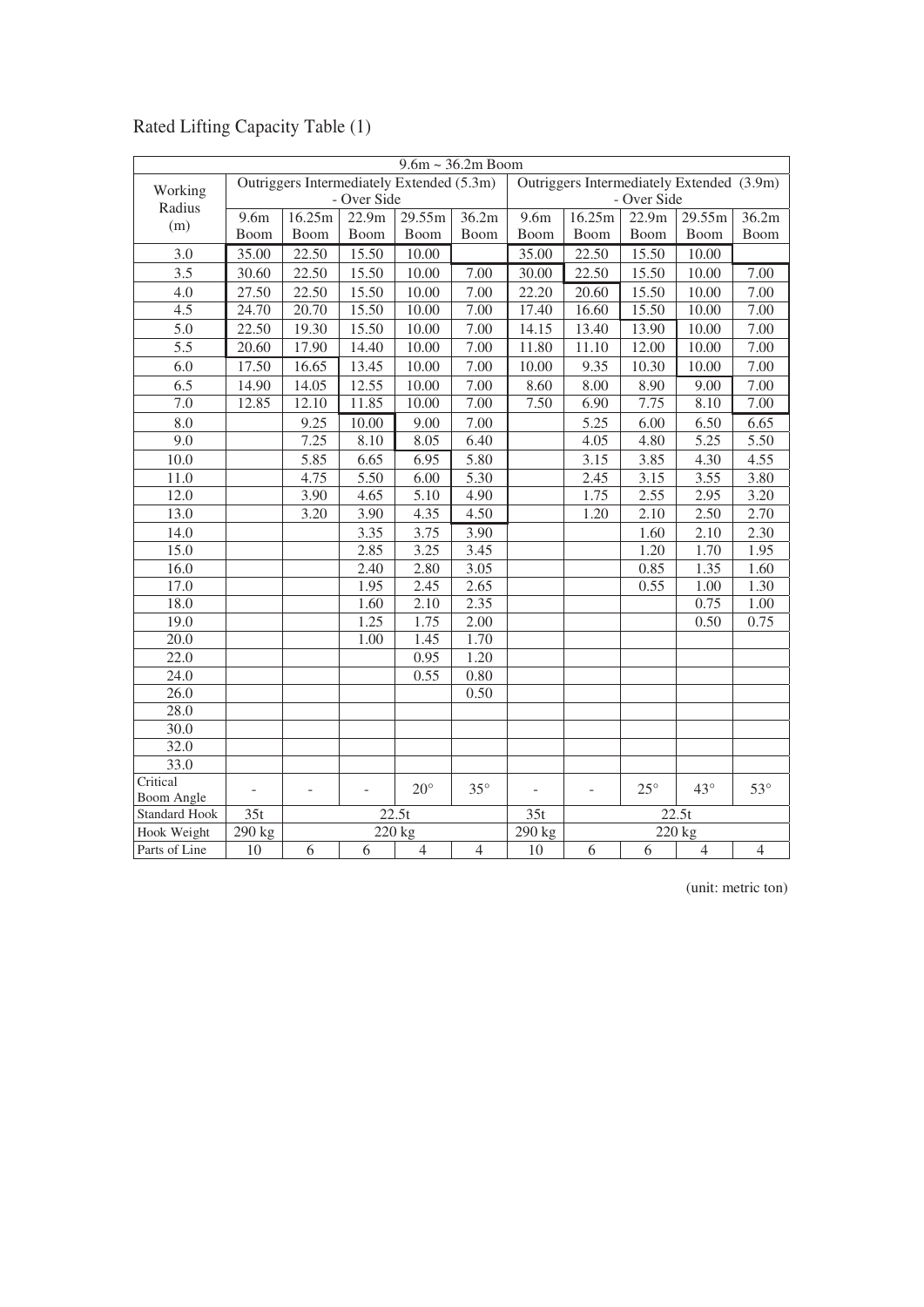Rated Lifting Capacity Table (1)

| 9.6m ~ 36.2m Boom | | | | | | | | | | |
|---|---|---|---|---|---|---|---|---|---|---|
| Working Radius (m) | Outriggers Intermediately Extended (5.3m) - Over Side | | | | | Outriggers Intermediately Extended (3.9m) - Over Side | | | | |
| | 9.6m Boom | 16.25m Boom | 22.9m Boom | 29.55m Boom | 36.2m Boom | 9.6m Boom | 16.25m Boom | 22.9m Boom | 29.55m Boom | 36.2m Boom |
| 3.0 | 35.00 | 22.50 | 15.50 | 10.00 | | 35.00 | 22.50 | 15.50 | 10.00 | |
| 3.5 | 30.60 | 22.50 | 15.50 | 10.00 | 7.00 | 30.00 | 22.50 | 15.50 | 10.00 | 7.00 |
| 4.0 | 27.50 | 22.50 | 15.50 | 10.00 | 7.00 | 22.20 | 20.60 | 15.50 | 10.00 | 7.00 |
| 4.5 | 24.70 | 20.70 | 15.50 | 10.00 | 7.00 | 17.40 | 16.60 | 15.50 | 10.00 | 7.00 |
| 5.0 | 22.50 | 19.30 | 15.50 | 10.00 | 7.00 | 14.15 | 13.40 | 13.90 | 10.00 | 7.00 |
| 5.5 | 20.60 | 17.90 | 14.40 | 10.00 | 7.00 | 11.80 | 11.10 | 12.00 | 10.00 | 7.00 |
| 6.0 | 17.50 | 16.65 | 13.45 | 10.00 | 7.00 | 10.00 | 9.35 | 10.30 | 10.00 | 7.00 |
| 6.5 | 14.90 | 14.05 | 12.55 | 10.00 | 7.00 | 8.60 | 8.00 | 8.90 | 9.00 | 7.00 |
| 7.0 | 12.85 | 12.10 | 11.85 | 10.00 | 7.00 | 7.50 | 6.90 | 7.75 | 8.10 | 7.00 |
| 8.0 | | 9.25 | 10.00 | 9.00 | 7.00 | | 5.25 | 6.00 | 6.50 | 6.65 |
| 9.0 | | 7.25 | 8.10 | 8.05 | 6.40 | | 4.05 | 4.80 | 5.25 | 5.50 |
| 10.0 | | 5.85 | 6.65 | 6.95 | 5.80 | | 3.15 | 3.85 | 4.30 | 4.55 |
| 11.0 | | 4.75 | 5.50 | 6.00 | 5.30 | | 2.45 | 3.15 | 3.55 | 3.80 |
| 12.0 | | 3.90 | 4.65 | 5.10 | 4.90 | | 1.75 | 2.55 | 2.95 | 3.20 |
| 13.0 | | 3.20 | 3.90 | 4.35 | 4.50 | | 1.20 | 2.10 | 2.50 | 2.70 |
| 14.0 | | | 3.35 | 3.75 | 3.90 | | | 1.60 | 2.10 | 2.30 |
| 15.0 | | | 2.85 | 3.25 | 3.45 | | | 1.20 | 1.70 | 1.95 |
| 16.0 | | | 2.40 | 2.80 | 3.05 | | | 0.85 | 1.35 | 1.60 |
| 17.0 | | | 1.95 | 2.45 | 2.65 | | | 0.55 | 1.00 | 1.30 |
| 18.0 | | | 1.60 | 2.10 | 2.35 | | | | 0.75 | 1.00 |
| 19.0 | | | 1.25 | 1.75 | 2.00 | | | | 0.50 | 0.75 |
| 20.0 | | | 1.00 | 1.45 | 1.70 | | | | | |
| 22.0 | | | | 0.95 | 1.20 | | | | | |
| 24.0 | | | | 0.55 | 0.80 | | | | | |
| 26.0 | | | | | 0.50 | | | | | |
| 28.0 | | | | | | | | | | |
| 30.0 | | | | | | | | | | |
| 32.0 | | | | | | | | | | |
| 33.0 | | | | | | | | | | |
| Critical Boom Angle | - | - | - | 20° | 35° | - | - | 25° | 43° | 53° |
| Standard Hook | 35t | 22.5t | | | | 35t | 22.5t | | | |
| Hook Weight | 290 kg | 220 kg | | | | 290 kg | 220 kg | | | |
| Parts of Line | 10 | 6 | 6 | 4 | 4 | 10 | 6 | 6 | 4 | 4 |

(unit: metric ton)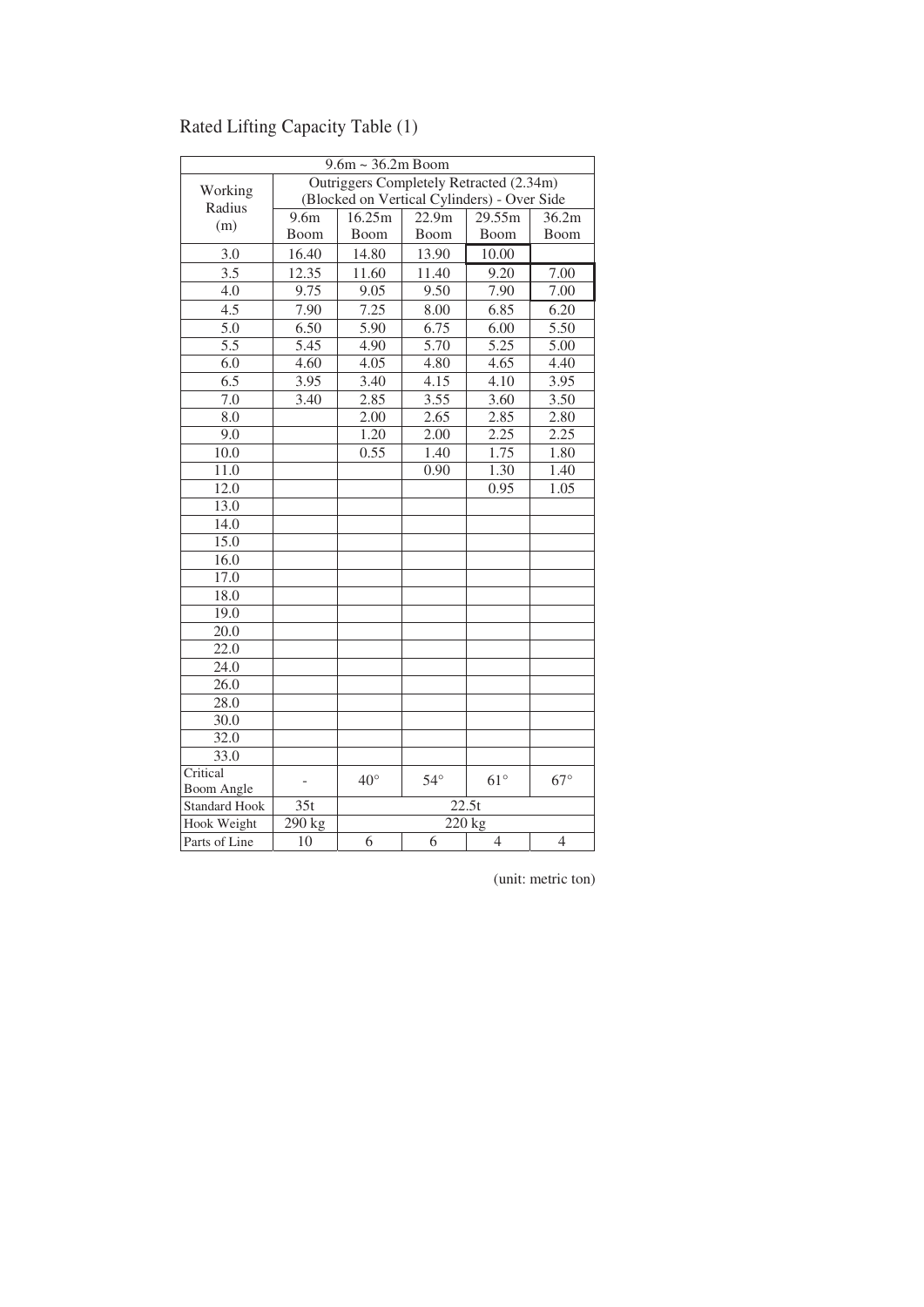# Rated Lifting Capacity Table (1)

| 9.6m ~ 36.2m Boom | | | | | |
|---|---|---|---|---|---|
| Working Radius (m) | Outriggers Completely Retracted (2.34m) (Blocked on Vertical Cylinders) - Over Side | | | | |
| | 9.6m Boom | 16.25m Boom | 22.9m Boom | 29.55m Boom | 36.2m Boom |
| 3.0 | 16.40 | 14.80 | 13.90 | 10.00 | |
| 3.5 | 12.35 | 11.60 | 11.40 | 9.20 | 7.00 |
| 4.0 | 9.75 | 9.05 | 9.50 | 7.90 | 7.00 |
| 4.5 | 7.90 | 7.25 | 8.00 | 6.85 | 6.20 |
| 5.0 | 6.50 | 5.90 | 6.75 | 6.00 | 5.50 |
| 5.5 | 5.45 | 4.90 | 5.70 | 5.25 | 5.00 |
| 6.0 | 4.60 | 4.05 | 4.80 | 4.65 | 4.40 |
| 6.5 | 3.95 | 3.40 | 4.15 | 4.10 | 3.95 |
| 7.0 | 3.40 | 2.85 | 3.55 | 3.60 | 3.50 |
| 8.0 | | 2.00 | 2.65 | 2.85 | 2.80 |
| 9.0 | | 1.20 | 2.00 | 2.25 | 2.25 |
| 10.0 | | 0.55 | 1.40 | 1.75 | 1.80 |
| 11.0 | | | 0.90 | 1.30 | 1.40 |
| 12.0 | | | | 0.95 | 1.05 |
| 13.0 | | | | | |
| 14.0 | | | | | |
| 15.0 | | | | | |
| 16.0 | | | | | |
| 17.0 | | | | | |
| 18.0 | | | | | |
| 19.0 | | | | | |
| 20.0 | | | | | |
| 22.0 | | | | | |
| 24.0 | | | | | |
| 26.0 | | | | | |
| 28.0 | | | | | |
| 30.0 | | | | | |
| 32.0 | | | | | |
| 33.0 | | | | | |
| Critical Boom Angle | - | 40° | 54° | 61° | 67° |
| Standard Hook | 35t | 22.5t | | | |
| Hook Weight | 290 kg | 220 kg | | | |
| Parts of Line | 10 | 6 | 6 | 4 | 4 |

(unit: metric ton)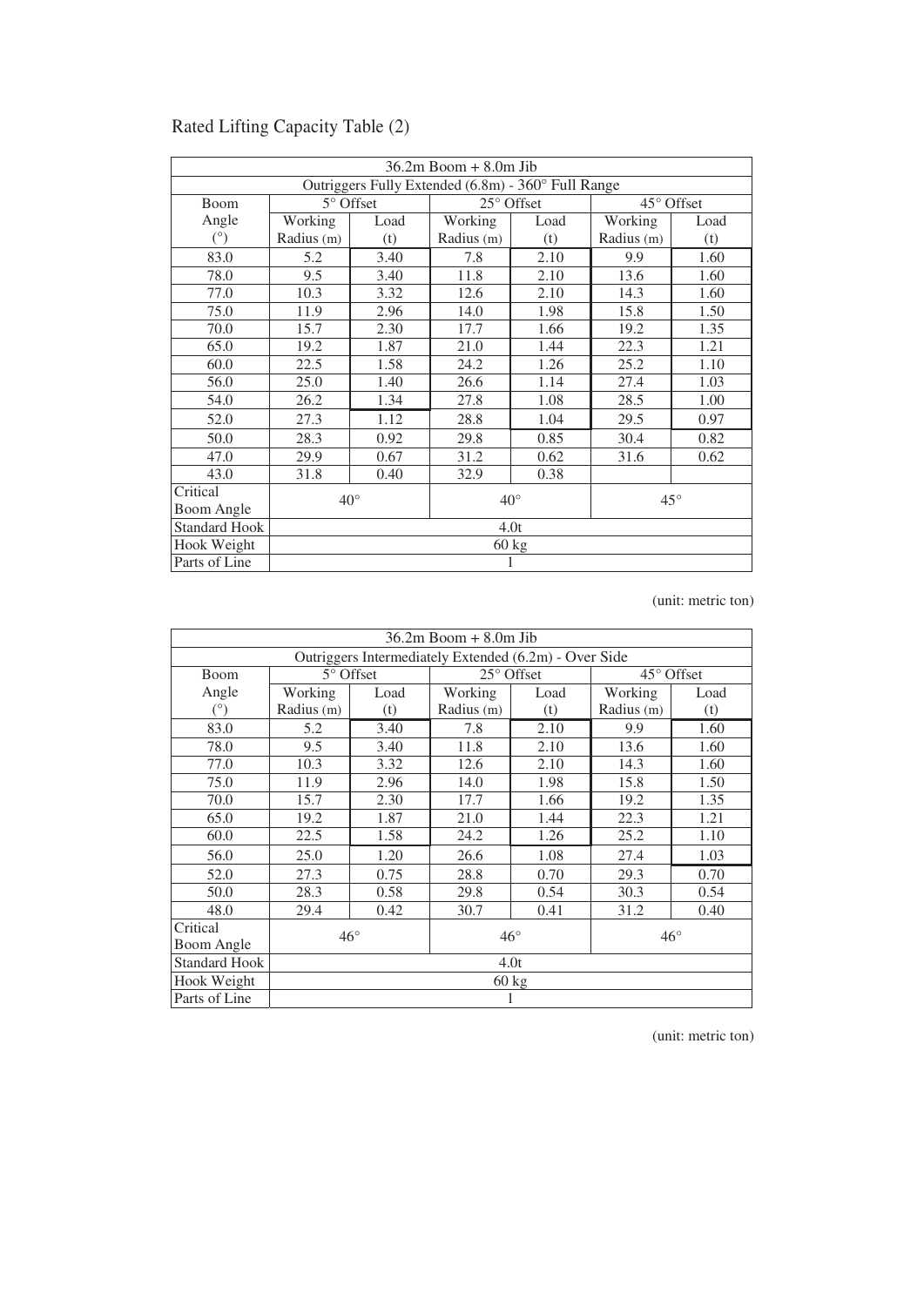# Rated Lifting Capacity Table (2)

| 36.2m Boom + 8.0m Jib | | | | | | |
|---|---|---|---|---|---|---|
| Outriggers Fully Extended (6.8m) - 360° Full Range | | | | | | |
| Boom Angle (°) | 5° Offset | | 25° Offset | | 45° Offset | |
| | Working Radius (m) | Load (t) | Working Radius (m) | Load (t) | Working Radius (m) | Load (t) |
| 83.0 | 5.2 | 3.40 | 7.8 | 2.10 | 9.9 | 1.60 |
| 78.0 | 9.5 | 3.40 | 11.8 | 2.10 | 13.6 | 1.60 |
| 77.0 | 10.3 | 3.32 | 12.6 | 2.10 | 14.3 | 1.60 |
| 75.0 | 11.9 | 2.96 | 14.0 | 1.98 | 15.8 | 1.50 |
| 70.0 | 15.7 | 2.30 | 17.7 | 1.66 | 19.2 | 1.35 |
| 65.0 | 19.2 | 1.87 | 21.0 | 1.44 | 22.3 | 1.21 |
| 60.0 | 22.5 | 1.58 | 24.2 | 1.26 | 25.2 | 1.10 |
| 56.0 | 25.0 | 1.40 | 26.6 | 1.14 | 27.4 | 1.03 |
| 54.0 | 26.2 | 1.34 | 27.8 | 1.08 | 28.5 | 1.00 |
| 52.0 | 27.3 | 1.12 | 28.8 | 1.04 | 29.5 | 0.97 |
| 50.0 | 28.3 | 0.92 | 29.8 | 0.85 | 30.4 | 0.82 |
| 47.0 | 29.9 | 0.67 | 31.2 | 0.62 | 31.6 | 0.62 |
| 43.0 | 31.8 | 0.40 | 32.9 | 0.38 | | |
| Critical Boom Angle | 40° | | 40° | | 45° | |
| Standard Hook | 4.0t | | | | | |
| Hook Weight | 60 kg | | | | | |
| Parts of Line | 1 | | | | | |

(unit: metric ton)

| 36.2m Boom + 8.0m Jib | | | | | | |
|---|---|---|---|---|---|---|
| Outriggers Intermediately Extended (6.2m) - Over Side | | | | | | |
| Boom Angle (°) | 5° Offset | | 25° Offset | | 45° Offset | |
| | Working Radius (m) | Load (t) | Working Radius (m) | Load (t) | Working Radius (m) | Load (t) |
| 83.0 | 5.2 | 3.40 | 7.8 | 2.10 | 9.9 | 1.60 |
| 78.0 | 9.5 | 3.40 | 11.8 | 2.10 | 13.6 | 1.60 |
| 77.0 | 10.3 | 3.32 | 12.6 | 2.10 | 14.3 | 1.60 |
| 75.0 | 11.9 | 2.96 | 14.0 | 1.98 | 15.8 | 1.50 |
| 70.0 | 15.7 | 2.30 | 17.7 | 1.66 | 19.2 | 1.35 |
| 65.0 | 19.2 | 1.87 | 21.0 | 1.44 | 22.3 | 1.21 |
| 60.0 | 22.5 | 1.58 | 24.2 | 1.26 | 25.2 | 1.10 |
| 56.0 | 25.0 | 1.20 | 26.6 | 1.08 | 27.4 | 1.03 |
| 52.0 | 27.3 | 0.75 | 28.8 | 0.70 | 29.3 | 0.70 |
| 50.0 | 28.3 | 0.58 | 29.8 | 0.54 | 30.3 | 0.54 |
| 48.0 | 29.4 | 0.42 | 30.7 | 0.41 | 31.2 | 0.40 |
| Critical Boom Angle | 46° | | 46° | | 46° | |
| Standard Hook | 4.0t | | | | | |
| Hook Weight | 60 kg | | | | | |
| Parts of Line | 1 | | | | | |

(unit: metric ton)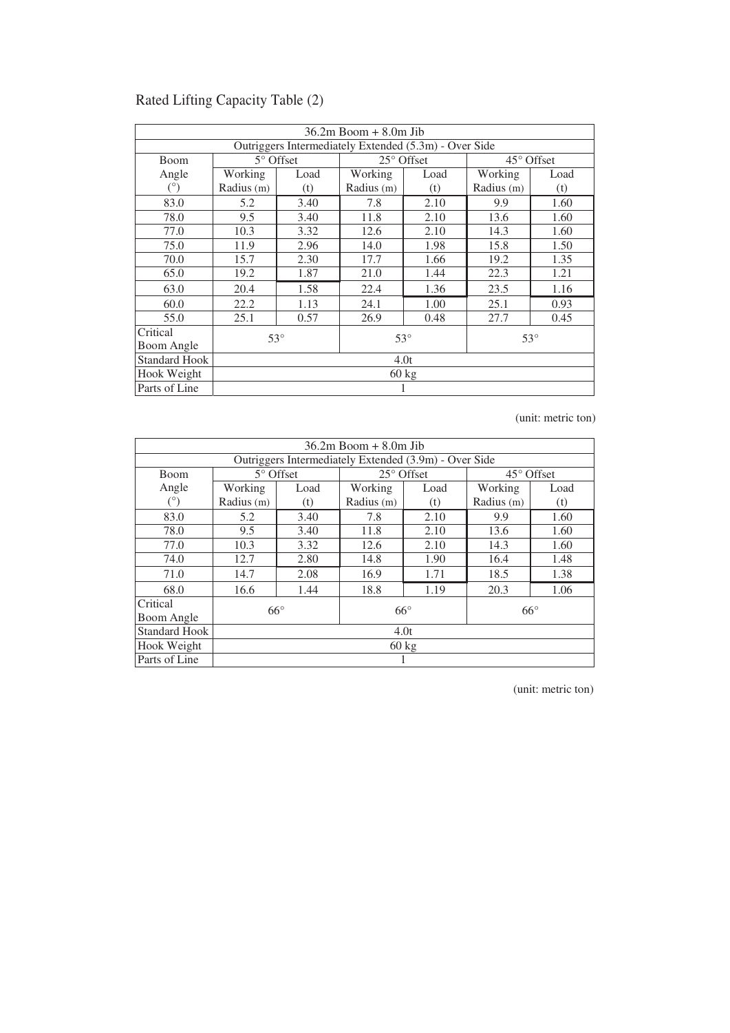# Rated Lifting Capacity Table (2)

| 36.2m Boom + 8.0m Jib | | | | | | |
|---|---|---|---|---|---|---|
| Outriggers Intermediately Extended (5.3m) - Over Side | | | | | | |
| Boom Angle (°) | 5° Offset | | 25° Offset | | 45° Offset | |
| | Working Radius (m) | Load (t) | Working Radius (m) | Load (t) | Working Radius (m) | Load (t) |
| 83.0 | 5.2 | 3.40 | 7.8 | 2.10 | 9.9 | 1.60 |
| 78.0 | 9.5 | 3.40 | 11.8 | 2.10 | 13.6 | 1.60 |
| 77.0 | 10.3 | 3.32 | 12.6 | 2.10 | 14.3 | 1.60 |
| 75.0 | 11.9 | 2.96 | 14.0 | 1.98 | 15.8 | 1.50 |
| 70.0 | 15.7 | 2.30 | 17.7 | 1.66 | 19.2 | 1.35 |
| 65.0 | 19.2 | 1.87 | 21.0 | 1.44 | 22.3 | 1.21 |
| 63.0 | 20.4 | 1.58 | 22.4 | 1.36 | 23.5 | 1.16 |
| 60.0 | 22.2 | 1.13 | 24.1 | 1.00 | 25.1 | 0.93 |
| 55.0 | 25.1 | 0.57 | 26.9 | 0.48 | 27.7 | 0.45 |
| Critical Boom Angle | 53° | | 53° | | 53° | |
| Standard Hook | 4.0t | | | | | |
| Hook Weight | 60 kg | | | | | |
| Parts of Line | 1 | | | | | |

(unit: metric ton)

| 36.2m Boom + 8.0m Jib | | | | | | |
|---|---|---|---|---|---|---|
| Outriggers Intermediately Extended (3.9m) - Over Side | | | | | | |
| Boom Angle (°) | 5° Offset | | 25° Offset | | 45° Offset | |
| | Working Radius (m) | Load (t) | Working Radius (m) | Load (t) | Working Radius (m) | Load (t) |
| 83.0 | 5.2 | 3.40 | 7.8 | 2.10 | 9.9 | 1.60 |
| 78.0 | 9.5 | 3.40 | 11.8 | 2.10 | 13.6 | 1.60 |
| 77.0 | 10.3 | 3.32 | 12.6 | 2.10 | 14.3 | 1.60 |
| 74.0 | 12.7 | 2.80 | 14.8 | 1.90 | 16.4 | 1.48 |
| 71.0 | 14.7 | 2.08 | 16.9 | 1.71 | 18.5 | 1.38 |
| 68.0 | 16.6 | 1.44 | 18.8 | 1.19 | 20.3 | 1.06 |
| Critical Boom Angle | 66° | | 66° | | 66° | |
| Standard Hook | 4.0t | | | | | |
| Hook Weight | 60 kg | | | | | |
| Parts of Line | 1 | | | | | |

(unit: metric ton)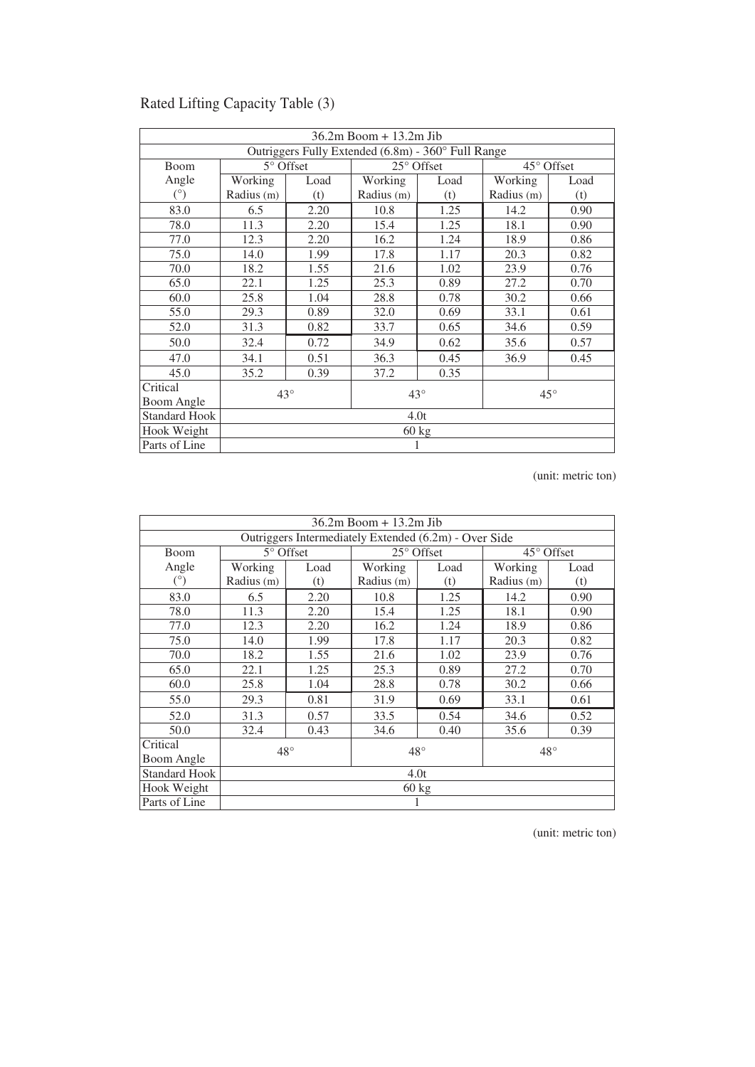# Rated Lifting Capacity Table (3)

| 36.2m Boom + 13.2m Jib | | | | | | |
|---|---|---|---|---|---|---|
| Outriggers Fully Extended (6.8m) - 360° Full Range | | | | | | |
| Boom Angle (°) | 5° Offset | | 25° Offset | | 45° Offset | |
| | Working Radius (m) | Load (t) | Working Radius (m) | Load (t) | Working Radius (m) | Load (t) |
| 83.0 | 6.5 | 2.20 | 10.8 | 1.25 | 14.2 | 0.90 |
| 78.0 | 11.3 | 2.20 | 15.4 | 1.25 | 18.1 | 0.90 |
| 77.0 | 12.3 | 2.20 | 16.2 | 1.24 | 18.9 | 0.86 |
| 75.0 | 14.0 | 1.99 | 17.8 | 1.17 | 20.3 | 0.82 |
| 70.0 | 18.2 | 1.55 | 21.6 | 1.02 | 23.9 | 0.76 |
| 65.0 | 22.1 | 1.25 | 25.3 | 0.89 | 27.2 | 0.70 |
| 60.0 | 25.8 | 1.04 | 28.8 | 0.78 | 30.2 | 0.66 |
| 55.0 | 29.3 | 0.89 | 32.0 | 0.69 | 33.1 | 0.61 |
| 52.0 | 31.3 | 0.82 | 33.7 | 0.65 | 34.6 | 0.59 |
| 50.0 | 32.4 | 0.72 | 34.9 | 0.62 | 35.6 | 0.57 |
| 47.0 | 34.1 | 0.51 | 36.3 | 0.45 | 36.9 | 0.45 |
| 45.0 | 35.2 | 0.39 | 37.2 | 0.35 | | |
| Critical Boom Angle | 43° | | 43° | | 45° | |
| Standard Hook | 4.0t | | | | | |
| Hook Weight | 60 kg | | | | | |
| Parts of Line | 1 | | | | | |

(unit: metric ton)

| 36.2m Boom + 13.2m Jib | | | | | | |
|---|---|---|---|---|---|---|
| Outriggers Intermediately Extended (6.2m) - Over Side | | | | | | |
| Boom Angle (°) | 5° Offset | | 25° Offset | | 45° Offset | |
| | Working Radius (m) | Load (t) | Working Radius (m) | Load (t) | Working Radius (m) | Load (t) |
| 83.0 | 6.5 | 2.20 | 10.8 | 1.25 | 14.2 | 0.90 |
| 78.0 | 11.3 | 2.20 | 15.4 | 1.25 | 18.1 | 0.90 |
| 77.0 | 12.3 | 2.20 | 16.2 | 1.24 | 18.9 | 0.86 |
| 75.0 | 14.0 | 1.99 | 17.8 | 1.17 | 20.3 | 0.82 |
| 70.0 | 18.2 | 1.55 | 21.6 | 1.02 | 23.9 | 0.76 |
| 65.0 | 22.1 | 1.25 | 25.3 | 0.89 | 27.2 | 0.70 |
| 60.0 | 25.8 | 1.04 | 28.8 | 0.78 | 30.2 | 0.66 |
| 55.0 | 29.3 | 0.81 | 31.9 | 0.69 | 33.1 | 0.61 |
| 52.0 | 31.3 | 0.57 | 33.5 | 0.54 | 34.6 | 0.52 |
| 50.0 | 32.4 | 0.43 | 34.6 | 0.40 | 35.6 | 0.39 |
| Critical Boom Angle | 48° | | 48° | | 48° | |
| Standard Hook | 4.0t | | | | | |
| Hook Weight | 60 kg | | | | | |
| Parts of Line | 1 | | | | | |

(unit: metric ton)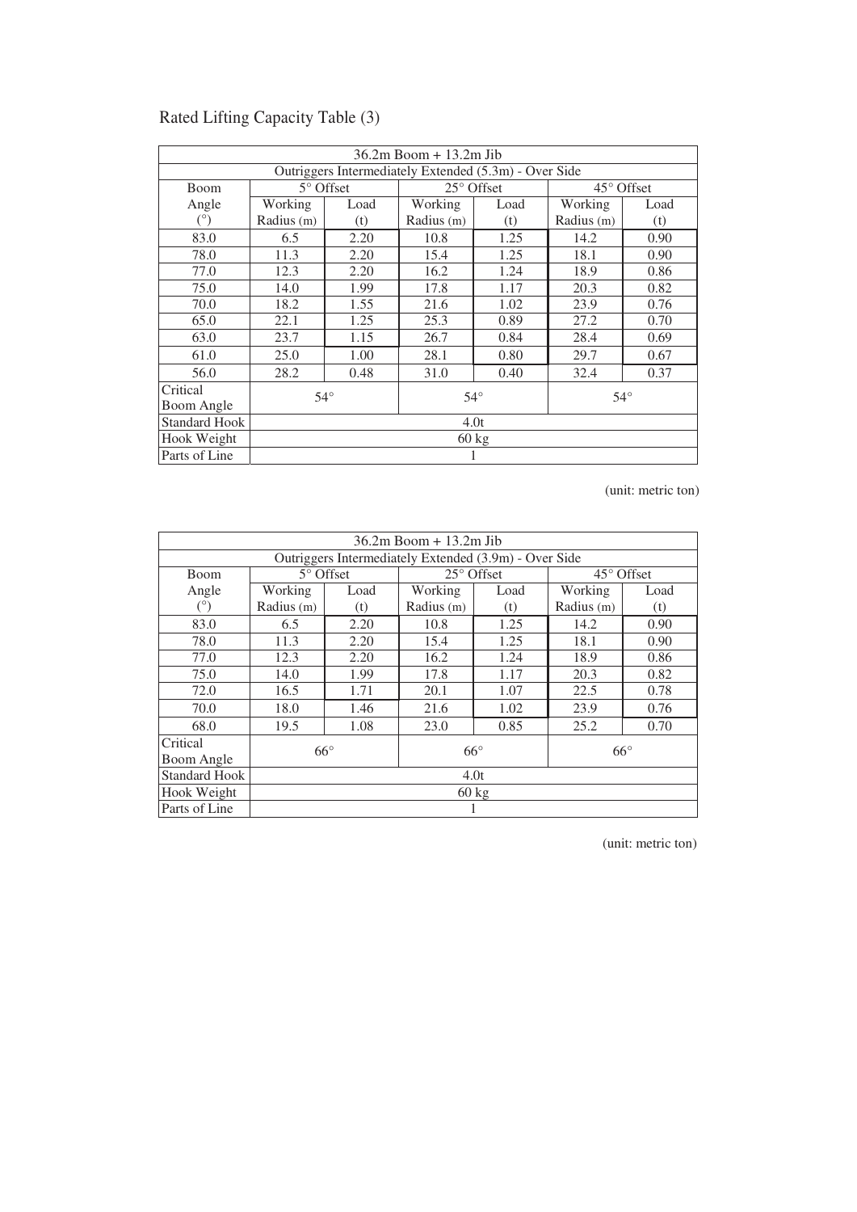## Rated Lifting Capacity Table (3)

| 36.2m Boom + 13.2m Jib | | | | | | |
|---|---|---|---|---|---|---|
| Outriggers Intermediately Extended (5.3m) - Over Side | | | | | | |
| Boom Angle (°) | 5° Offset | | 25° Offset | | 45° Offset | |
| | Working Radius (m) | Load (t) | Working Radius (m) | Load (t) | Working Radius (m) | Load (t) |
| 83.0 | 6.5 | 2.20 | 10.8 | 1.25 | 14.2 | 0.90 |
| 78.0 | 11.3 | 2.20 | 15.4 | 1.25 | 18.1 | 0.90 |
| 77.0 | 12.3 | 2.20 | 16.2 | 1.24 | 18.9 | 0.86 |
| 75.0 | 14.0 | 1.99 | 17.8 | 1.17 | 20.3 | 0.82 |
| 70.0 | 18.2 | 1.55 | 21.6 | 1.02 | 23.9 | 0.76 |
| 65.0 | 22.1 | 1.25 | 25.3 | 0.89 | 27.2 | 0.70 |
| 63.0 | 23.7 | 1.15 | 26.7 | 0.84 | 28.4 | 0.69 |
| 61.0 | 25.0 | 1.00 | 28.1 | 0.80 | 29.7 | 0.67 |
| 56.0 | 28.2 | 0.48 | 31.0 | 0.40 | 32.4 | 0.37 |
| Critical Boom Angle | 54° | | 54° | | 54° | |
| Standard Hook | 4.0t | | | | | |
| Hook Weight | 60 kg | | | | | |
| Parts of Line | 1 | | | | | |

(unit: metric ton)

| 36.2m Boom + 13.2m Jib | | | | | | |
|---|---|---|---|---|---|---|
| Outriggers Intermediately Extended (3.9m) - Over Side | | | | | | |
| Boom Angle (°) | 5° Offset | | 25° Offset | | 45° Offset | |
| | Working Radius (m) | Load (t) | Working Radius (m) | Load (t) | Working Radius (m) | Load (t) |
| 83.0 | 6.5 | 2.20 | 10.8 | 1.25 | 14.2 | 0.90 |
| 78.0 | 11.3 | 2.20 | 15.4 | 1.25 | 18.1 | 0.90 |
| 77.0 | 12.3 | 2.20 | 16.2 | 1.24 | 18.9 | 0.86 |
| 75.0 | 14.0 | 1.99 | 17.8 | 1.17 | 20.3 | 0.82 |
| 72.0 | 16.5 | 1.71 | 20.1 | 1.07 | 22.5 | 0.78 |
| 70.0 | 18.0 | 1.46 | 21.6 | 1.02 | 23.9 | 0.76 |
| 68.0 | 19.5 | 1.08 | 23.0 | 0.85 | 25.2 | 0.70 |
| Critical Boom Angle | 66° | | 66° | | 66° | |
| Standard Hook | 4.0t | | | | | |
| Hook Weight | 60 kg | | | | | |
| Parts of Line | 1 | | | | | |

(unit: metric ton)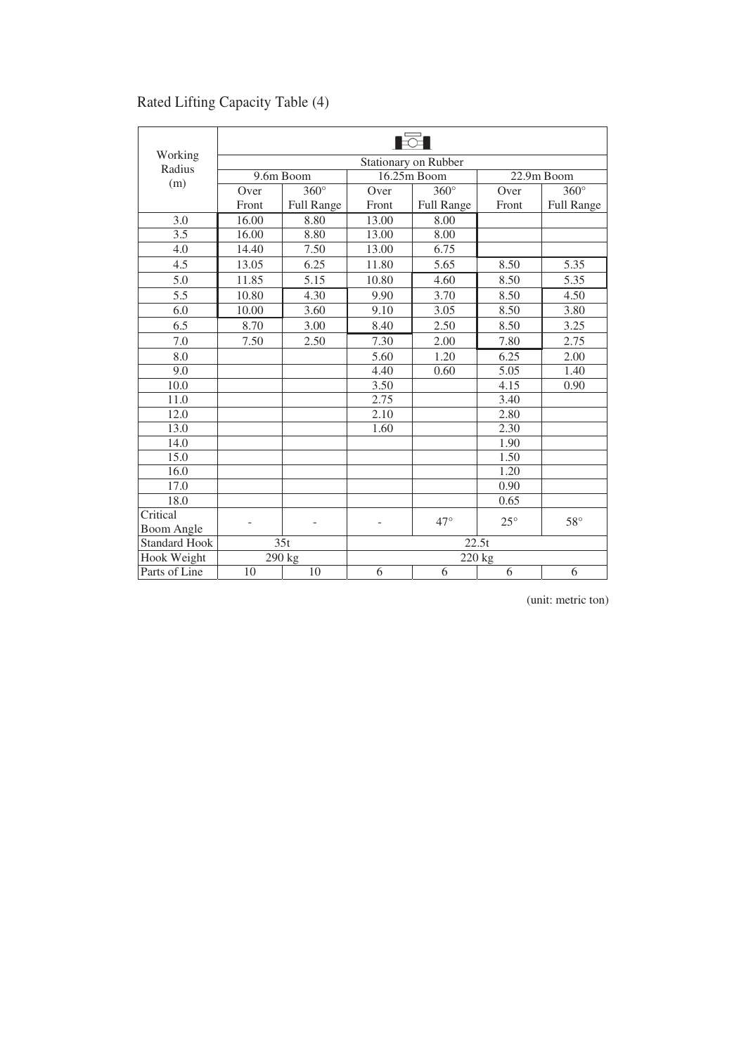# Rated Lifting Capacity Table (4)

| Working Radius (m) | Stationary on Rubber | | | | | |
|---|---|---|---|---|---|---|
| | 9.6m Boom | | 16.25m Boom | | 22.9m Boom | |
| | Over Front | 360° Full Range | Over Front | 360° Full Range | Over Front | 360° Full Range |
| 3.0 | 16.00 | 8.80 | 13.00 | 8.00 | | |
| 3.5 | 16.00 | 8.80 | 13.00 | 8.00 | | |
| 4.0 | 14.40 | 7.50 | 13.00 | 6.75 | | |
| 4.5 | 13.05 | 6.25 | 11.80 | 5.65 | 8.50 | 5.35 |
| 5.0 | 11.85 | 5.15 | 10.80 | 4.60 | 8.50 | 5.35 |
| 5.5 | 10.80 | 4.30 | 9.90 | 3.70 | 8.50 | 4.50 |
| 6.0 | 10.00 | 3.60 | 9.10 | 3.05 | 8.50 | 3.80 |
| 6.5 | 8.70 | 3.00 | 8.40 | 2.50 | 8.50 | 3.25 |
| 7.0 | 7.50 | 2.50 | 7.30 | 2.00 | 7.80 | 2.75 |
| 8.0 | | | 5.60 | 1.20 | 6.25 | 2.00 |
| 9.0 | | | 4.40 | 0.60 | 5.05 | 1.40 |
| 10.0 | | | 3.50 | | 4.15 | 0.90 |
| 11.0 | | | 2.75 | | 3.40 | |
| 12.0 | | | 2.10 | | 2.80 | |
| 13.0 | | | 1.60 | | 2.30 | |
| 14.0 | | | | | 1.90 | |
| 15.0 | | | | | 1.50 | |
| 16.0 | | | | | 1.20 | |
| 17.0 | | | | | 0.90 | |
| 18.0 | | | | | 0.65 | |
| Critical Boom Angle | - | - | - | 47° | 25° | 58° |
| Standard Hook | 35t | | 22.5t | | | |
| Hook Weight | 290 kg | | 220 kg | | | |
| Parts of Line | 10 | 10 | 6 | 6 | 6 | 6 |

(unit: metric ton)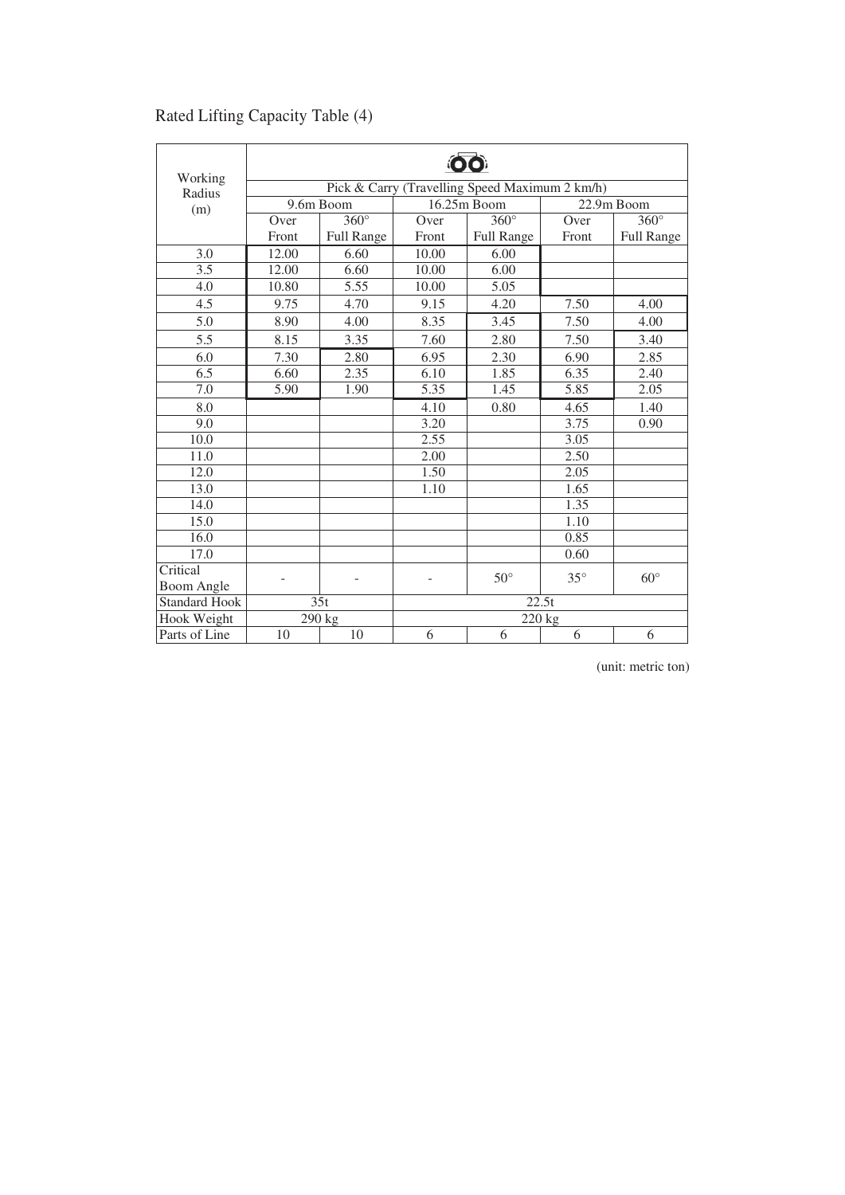# Rated Lifting Capacity Table (4)

| Working Radius (m) | Pick & Carry (Travelling Speed Maximum 2 km/h) | | | | | |
|---|---|---|---|---|---|---|
| | 9.6m Boom | | 16.25m Boom | | 22.9m Boom | |
| | Over Front | 360° Full Range | Over Front | 360° Full Range | Over Front | 360° Full Range |
| 3.0 | 12.00 | 6.60 | 10.00 | 6.00 | | |
| 3.5 | 12.00 | 6.60 | 10.00 | 6.00 | | |
| 4.0 | 10.80 | 5.55 | 10.00 | 5.05 | | |
| 4.5 | 9.75 | 4.70 | 9.15 | 4.20 | 7.50 | 4.00 |
| 5.0 | 8.90 | 4.00 | 8.35 | 3.45 | 7.50 | 4.00 |
| 5.5 | 8.15 | 3.35 | 7.60 | 2.80 | 7.50 | 3.40 |
| 6.0 | 7.30 | 2.80 | 6.95 | 2.30 | 6.90 | 2.85 |
| 6.5 | 6.60 | 2.35 | 6.10 | 1.85 | 6.35 | 2.40 |
| 7.0 | 5.90 | 1.90 | 5.35 | 1.45 | 5.85 | 2.05 |
| 8.0 | | | 4.10 | 0.80 | 4.65 | 1.40 |
| 9.0 | | | 3.20 | | 3.75 | 0.90 |
| 10.0 | | | 2.55 | | 3.05 | |
| 11.0 | | | 2.00 | | 2.50 | |
| 12.0 | | | 1.50 | | 2.05 | |
| 13.0 | | | 1.10 | | 1.65 | |
| 14.0 | | | | | 1.35 | |
| 15.0 | | | | | 1.10 | |
| 16.0 | | | | | 0.85 | |
| 17.0 | | | | | 0.60 | |
| Critical Boom Angle | - | - | - | 50° | 35° | 60° |
| Standard Hook | 35t | | 22.5t | | | |
| Hook Weight | 290 kg | | 220 kg | | | |
| Parts of Line | 10 | 10 | 6 | 6 | 6 | 6 |

(unit: metric ton)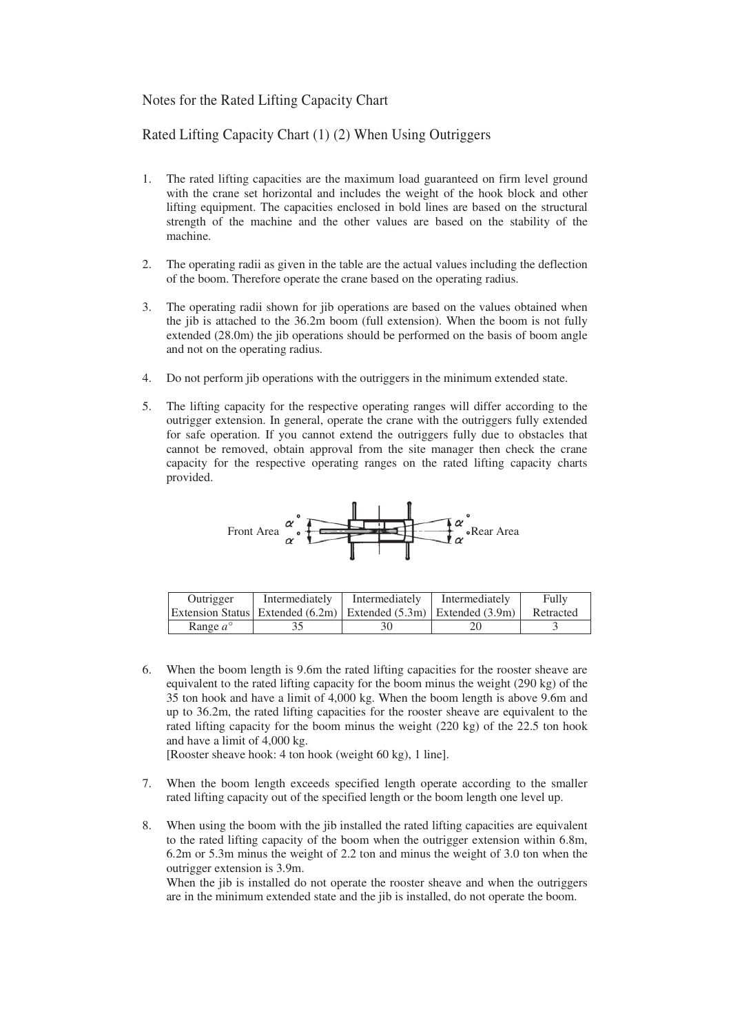Notes for the Rated Lifting Capacity Chart

Rated Lifting Capacity Chart (1) (2) When Using Outriggers

1. The rated lifting capacities are the maximum load guaranteed on firm level ground with the crane set horizontal and includes the weight of the hook block and other lifting equipment. The capacities enclosed in bold lines are based on the structural strength of the machine and the other values are based on the stability of the machine.

2. The operating radii as given in the table are the actual values including the deflection of the boom. Therefore operate the crane based on the operating radius.

3. The operating radii shown for jib operations are based on the values obtained when the jib is attached to the 36.2m boom (full extension). When the boom is not fully extended (28.0m) the jib operations should be performed on the basis of boom angle and not on the operating radius.

4. Do not perform jib operations with the outriggers in the minimum extended state.

5. The lifting capacity for the respective operating ranges will differ according to the outrigger extension. In general, operate the crane with the outriggers fully extended for safe operation. If you cannot extend the outriggers fully due to obstacles that cannot be removed, obtain approval from the site manager then check the crane capacity for the respective operating ranges on the rated lifting capacity charts provided.

Front Area $\alpha°$ $\alpha°$ $\alpha°$ $\alpha°$ Rear Area

| Outrigger Extension Status | Intermediately Extended (6.2m) | Intermediately Extended (5.3m) | Intermediately Extended (3.9m) | Fully Retracted |
|---|---|---|---|---|
| Range $a°$ | 35 | 30 | 20 | 3 |

6. When the boom length is 9.6m the rated lifting capacities for the rooster sheave are equivalent to the rated lifting capacity for the boom minus the weight (290 kg) of the 35 ton hook and have a limit of 4,000 kg. When the boom length is above 9.6m and up to 36.2m, the rated lifting capacities for the rooster sheave are equivalent to the rated lifting capacity for the boom minus the weight (220 kg) of the 22.5 ton hook and have a limit of 4,000 kg.
   [Rooster sheave hook: 4 ton hook (weight 60 kg), 1 line].

7. When the boom length exceeds specified length operate according to the smaller rated lifting capacity out of the specified length or the boom length one level up.

8. When using the boom with the jib installed the rated lifting capacities are equivalent to the rated lifting capacity of the boom when the outrigger extension within 6.8m, 6.2m or 5.3m minus the weight of 2.2 ton and minus the weight of 3.0 ton when the outrigger extension is 3.9m.
   When the jib is installed do not operate the rooster sheave and when the outriggers are in the minimum extended state and the jib is installed, do not operate the boom.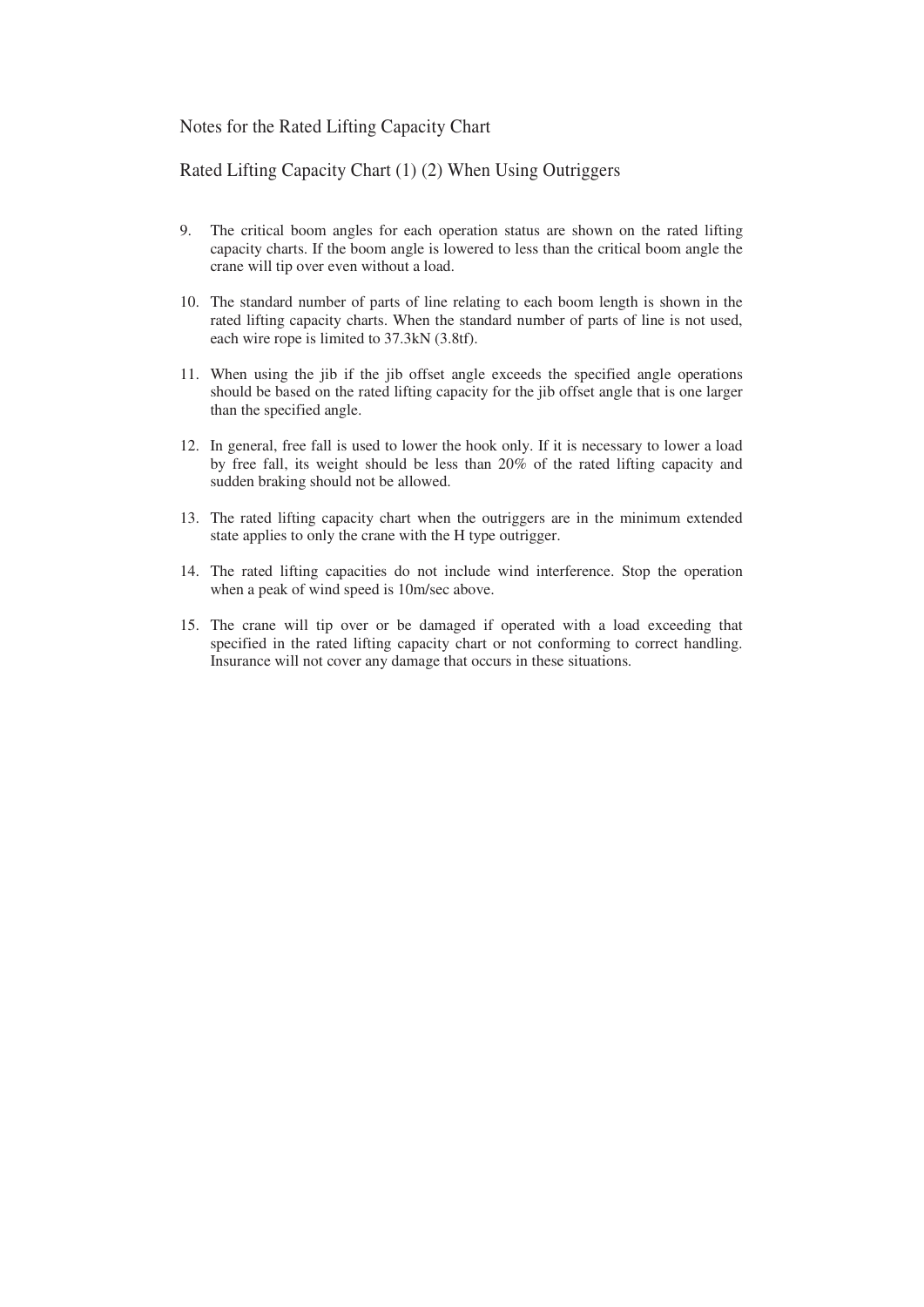Notes for the Rated Lifting Capacity Chart

Rated Lifting Capacity Chart (1) (2) When Using Outriggers

9. The critical boom angles for each operation status are shown on the rated lifting capacity charts. If the boom angle is lowered to less than the critical boom angle the crane will tip over even without a load.

10. The standard number of parts of line relating to each boom length is shown in the rated lifting capacity charts. When the standard number of parts of line is not used, each wire rope is limited to 37.3kN (3.8tf).

11. When using the jib if the jib offset angle exceeds the specified angle operations should be based on the rated lifting capacity for the jib offset angle that is one larger than the specified angle.

12. In general, free fall is used to lower the hook only. If it is necessary to lower a load by free fall, its weight should be less than 20% of the rated lifting capacity and sudden braking should not be allowed.

13. The rated lifting capacity chart when the outriggers are in the minimum extended state applies to only the crane with the H type outrigger.

14. The rated lifting capacities do not include wind interference. Stop the operation when a peak of wind speed is 10m/sec above.

15. The crane will tip over or be damaged if operated with a load exceeding that specified in the rated lifting capacity chart or not conforming to correct handling. Insurance will not cover any damage that occurs in these situations.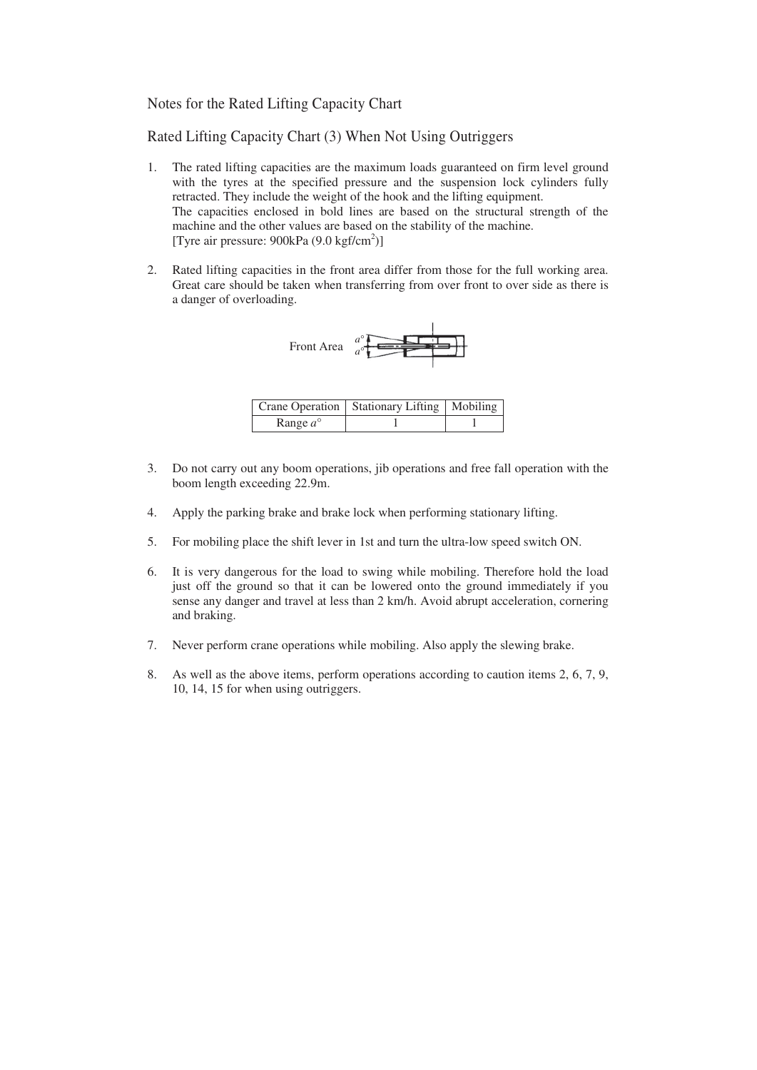## Notes for the Rated Lifting Capacity Chart

## Rated Lifting Capacity Chart (3) When Not Using Outriggers

1. The rated lifting capacities are the maximum loads guaranteed on firm level ground with the tyres at the specified pressure and the suspension lock cylinders fully retracted. They include the weight of the hook and the lifting equipment.
   The capacities enclosed in bold lines are based on the structural strength of the machine and the other values are based on the stability of the machine.
   [Tyre air pressure: 900kPa (9.0 kgf/cm$^2$)]

2. Rated lifting capacities in the front area differ from those for the full working area. Great care should be taken when transferring from over front to over side as there is a danger of overloading.

   Front Area $a°$ $a°$

| Crane Operation | Stationary Lifting | Mobiling |
|---|---|---|
| Range $a°$ | 1 | 1 |

3. Do not carry out any boom operations, jib operations and free fall operation with the boom length exceeding 22.9m.

4. Apply the parking brake and brake lock when performing stationary lifting.

5. For mobiling place the shift lever in 1st and turn the ultra-low speed switch ON.

6. It is very dangerous for the load to swing while mobiling. Therefore hold the load just off the ground so that it can be lowered onto the ground immediately if you sense any danger and travel at less than 2 km/h. Avoid abrupt acceleration, cornering and braking.

7. Never perform crane operations while mobiling. Also apply the slewing brake.

8. As well as the above items, perform operations according to caution items 2, 6, 7, 9, 10, 14, 15 for when using outriggers.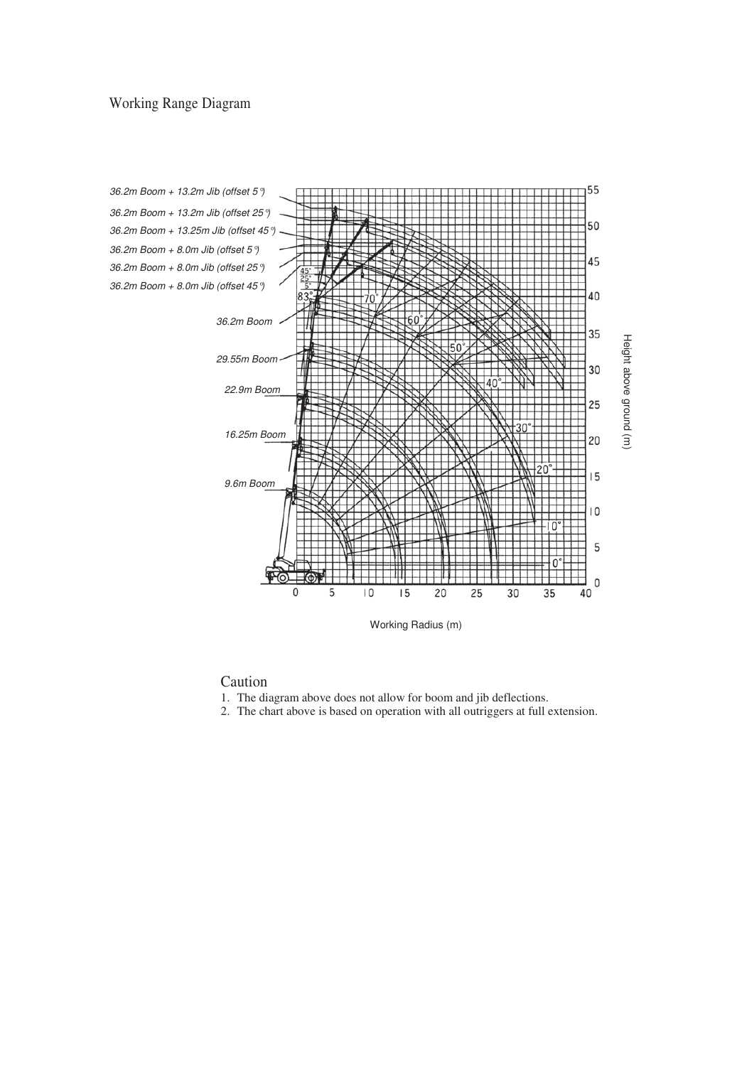## Working Range Diagram

36.2m Boom + 13.2m Jib (offset 5°)

36.2m Boom + 13.2m Jib (offset 25°)

36.2m Boom + 13.25m Jib (offset 45°)

36.2m Boom + 8.0m Jib (offset 5°)

36.2m Boom + 8.0m Jib (offset 25°)

36.2m Boom + 8.0m Jib (offset 45°)

36.2m Boom

29.55m Boom

22.9m Boom

16.25m Boom

9.6m Boom

Height above ground (m)

Working Radius (m)

## Caution

1. The diagram above does not allow for boom and jib deflections.
2. The chart above is based on operation with all outriggers at full extension.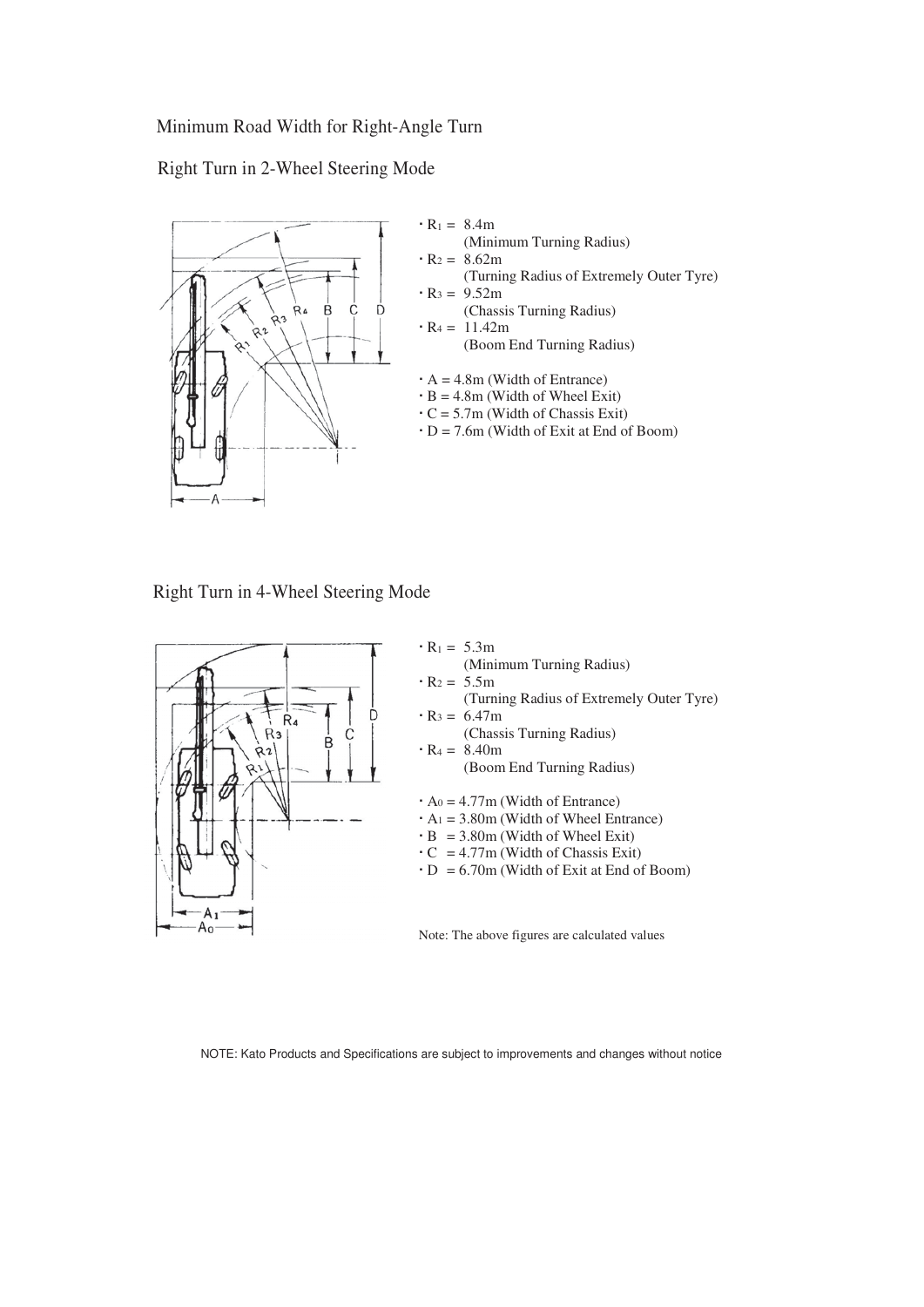## Minimum Road Width for Right-Angle Turn

### Right Turn in 2-Wheel Steering Mode

- $R_1$ = 8.4m
  (Minimum Turning Radius)
- $R_2$ = 8.62m
  (Turning Radius of Extremely Outer Tyre)
- $R_3$ = 9.52m
  (Chassis Turning Radius)
- $R_4$ = 11.42m
  (Boom End Turning Radius)

- A = 4.8m (Width of Entrance)
- B = 4.8m (Width of Wheel Exit)
- C = 5.7m (Width of Chassis Exit)
- D = 7.6m (Width of Exit at End of Boom)

### Right Turn in 4-Wheel Steering Mode

- $R_1$ = 5.3m
  (Minimum Turning Radius)
- $R_2$ = 5.5m
  (Turning Radius of Extremely Outer Tyre)
- $R_3$ = 6.47m
  (Chassis Turning Radius)
- $R_4$ = 8.40m
  (Boom End Turning Radius)

- $A_0$ = 4.77m (Width of Entrance)
- $A_1$ = 3.80m (Width of Wheel Entrance)
- B = 3.80m (Width of Wheel Exit)
- C = 4.77m (Width of Chassis Exit)
- D = 6.70m (Width of Exit at End of Boom)

Note: The above figures are calculated values

NOTE: Kato Products and Specifications are subject to improvements and changes without notice